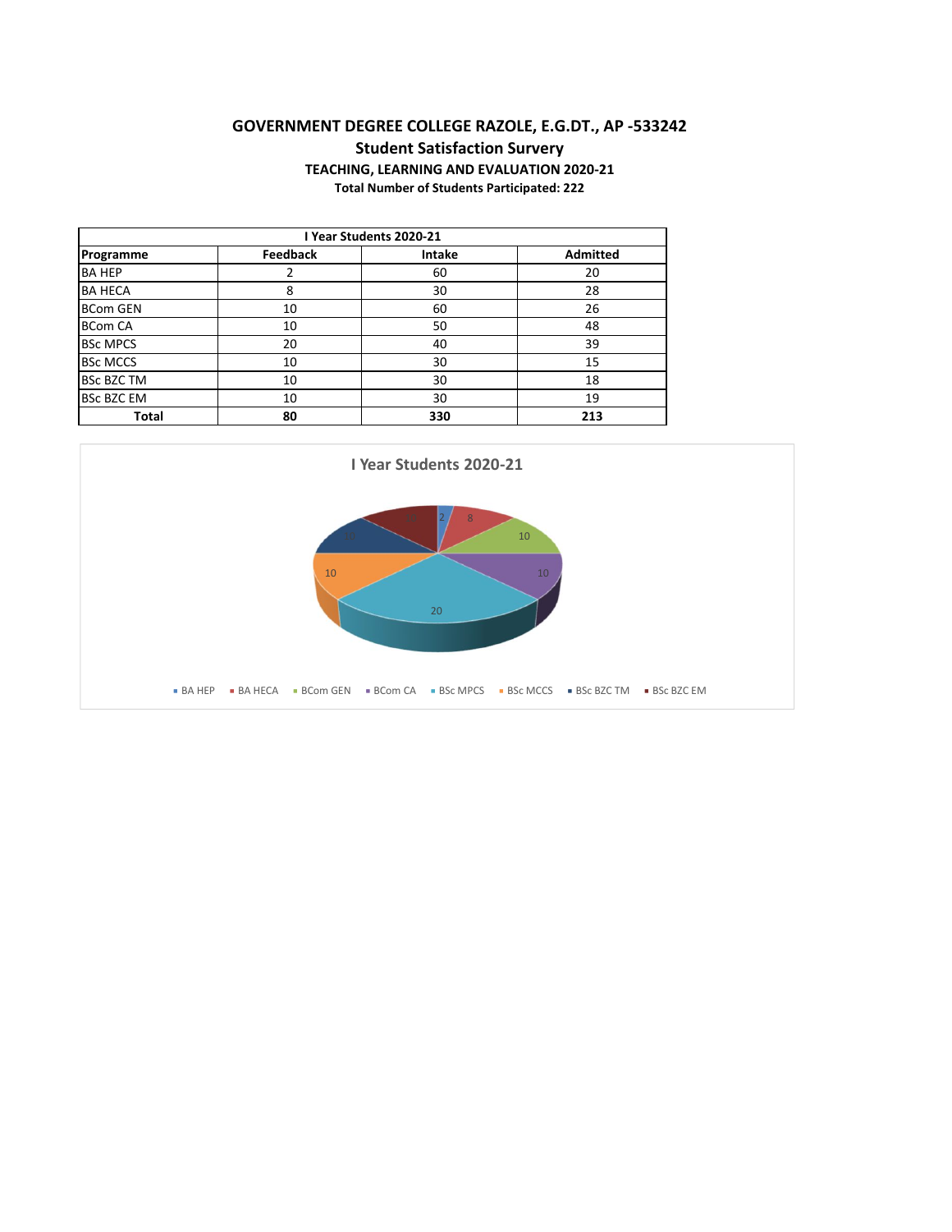# GOVERNMENT DEGREE COLLEGE RAZOLE, E.G.DT., AP -533242

## Student Satisfaction Survery

### TEACHING, LEARNING AND EVALUATION 2020-21

**Total Number of Students Participated: 222**

| I Year Students 2020-21 | | | |
|---|---|---|---|
| **Programme** | **Feedback** | **Intake** | **Admitted** |
| BA HEP | 2 | 60 | 20 |
| BA HECA | 8 | 30 | 28 |
| BCom GEN | 10 | 60 | 26 |
| BCom CA | 10 | 50 | 48 |
| BSc MPCS | 20 | 40 | 39 |
| BSc MCCS | 10 | 30 | 15 |
| BSc BZC TM | 10 | 30 | 18 |
| BSc BZC EM | 10 | 30 | 19 |
| **Total** | **80** | **330** | **213** |

I Year Students 2020-21

BA HEP: 2, BA HECA: 8, BCom GEN: 10, BCom CA: 10, BSc MPCS: 20, BSc MCCS: 10, BSc BZC TM: 10, BSc BZC EM: 10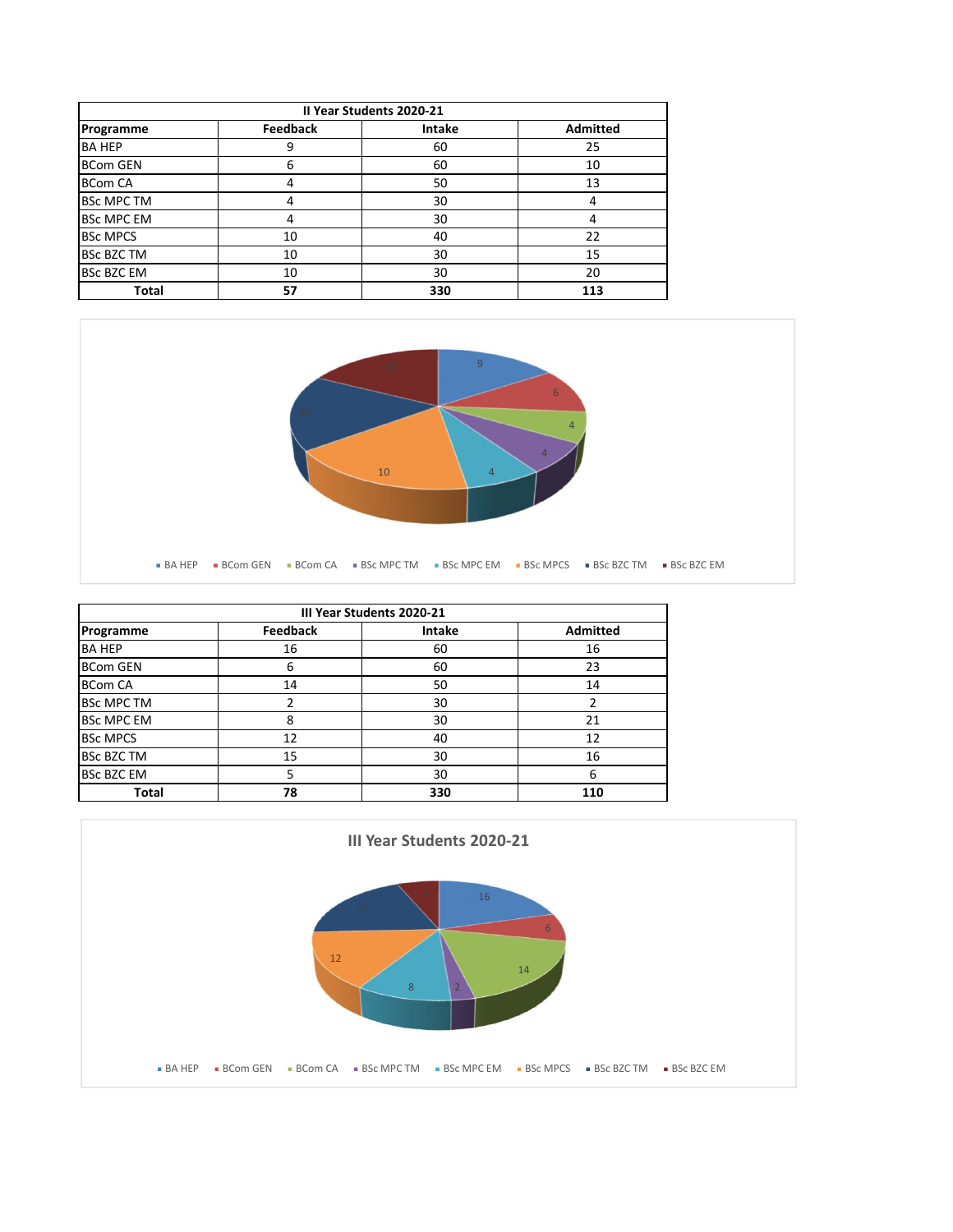| II Year Students 2020-21 | | | |
|---|---|---|---|
| Programme | Feedback | Intake | Admitted |
| BA HEP | 9 | 60 | 25 |
| BCom GEN | 6 | 60 | 10 |
| BCom CA | 4 | 50 | 13 |
| BSc MPC TM | 4 | 30 | 4 |
| BSc MPC EM | 4 | 30 | 4 |
| BSc MPCS | 10 | 40 | 22 |
| BSc BZC TM | 10 | 30 | 15 |
| BSc BZC EM | 10 | 30 | 20 |
| **Total** | **57** | **330** | **113** |

| III Year Students 2020-21 | | | |
|---|---|---|---|
| Programme | Feedback | Intake | Admitted |
| BA HEP | 16 | 60 | 16 |
| BCom GEN | 6 | 60 | 23 |
| BCom CA | 14 | 50 | 14 |
| BSc MPC TM | 2 | 30 | 2 |
| BSc MPC EM | 8 | 30 | 21 |
| BSc MPCS | 12 | 40 | 12 |
| BSc BZC TM | 15 | 30 | 16 |
| BSc BZC EM | 5 | 30 | 6 |
| **Total** | **78** | **330** | **110** |

III Year Students 2020-21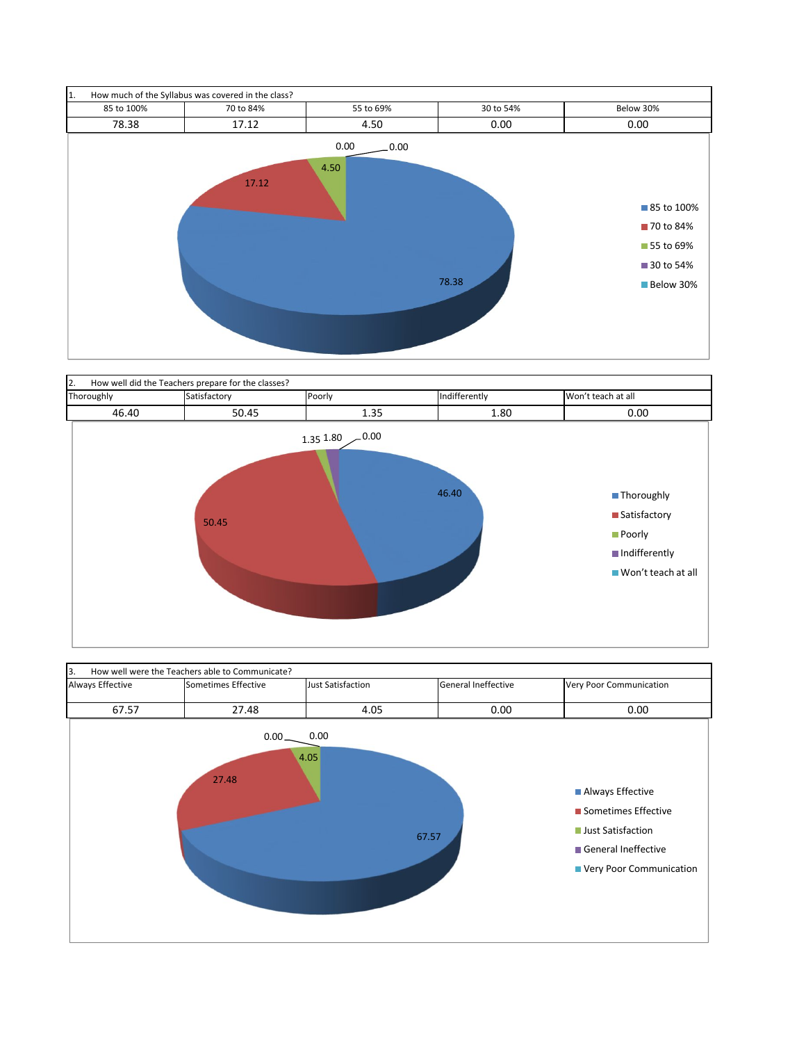| 1. How much of the Syllabus was covered in the class? | | | | |
|---|---|---|---|---|
| 85 to 100% | 70 to 84% | 55 to 69% | 30 to 54% | Below 30% |
| 78.38 | 17.12 | 4.50 | 0.00 | 0.00 |

| 2. How well did the Teachers prepare for the classes? | | | | |
|---|---|---|---|---|
| Thoroughly | Satisfactory | Poorly | Indifferently | Won't teach at all |
| 46.40 | 50.45 | 1.35 | 1.80 | 0.00 |

| 3. How well were the Teachers able to Communicate? | | | | |
|---|---|---|---|---|
| Always Effective | Sometimes Effective | Just Satisfaction | General Ineffective | Very Poor Communication |
| 67.57 | 27.48 | 4.05 | 0.00 | 0.00 |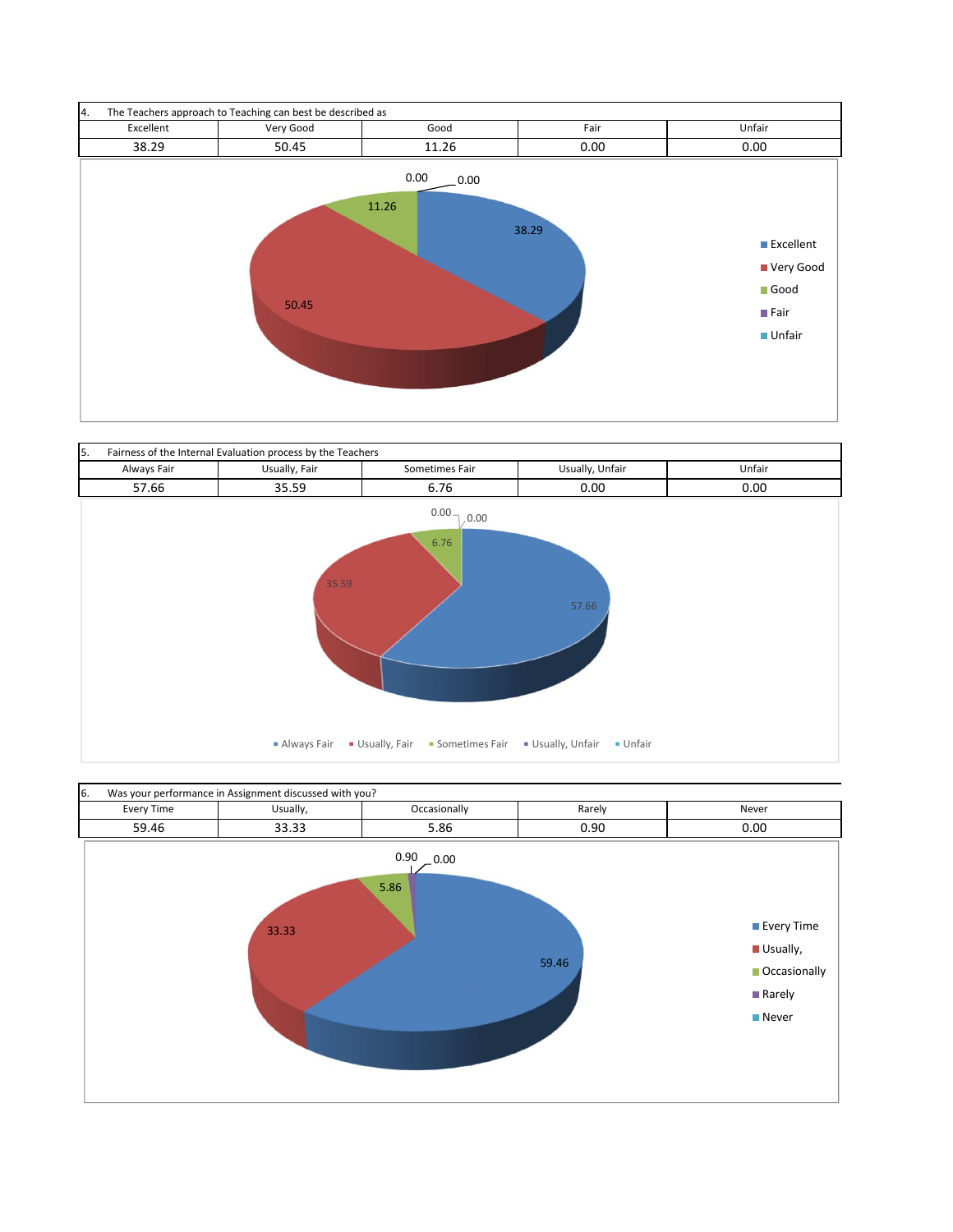4. The Teachers approach to Teaching can best be described as

| Excellent | Very Good | Good | Fair | Unfair |
|---|---|---|---|---|
| 38.29 | 50.45 | 11.26 | 0.00 | 0.00 |

5. Fairness of the Internal Evaluation process by the Teachers

| Always Fair | Usually, Fair | Sometimes Fair | Usually, Unfair | Unfair |
|---|---|---|---|---|
| 57.66 | 35.59 | 6.76 | 0.00 | 0.00 |

6. Was your performance in Assignment discussed with you?

| Every Time | Usually, | Occasionally | Rarely | Never |
|---|---|---|---|---|
| 59.46 | 33.33 | 5.86 | 0.90 | 0.00 |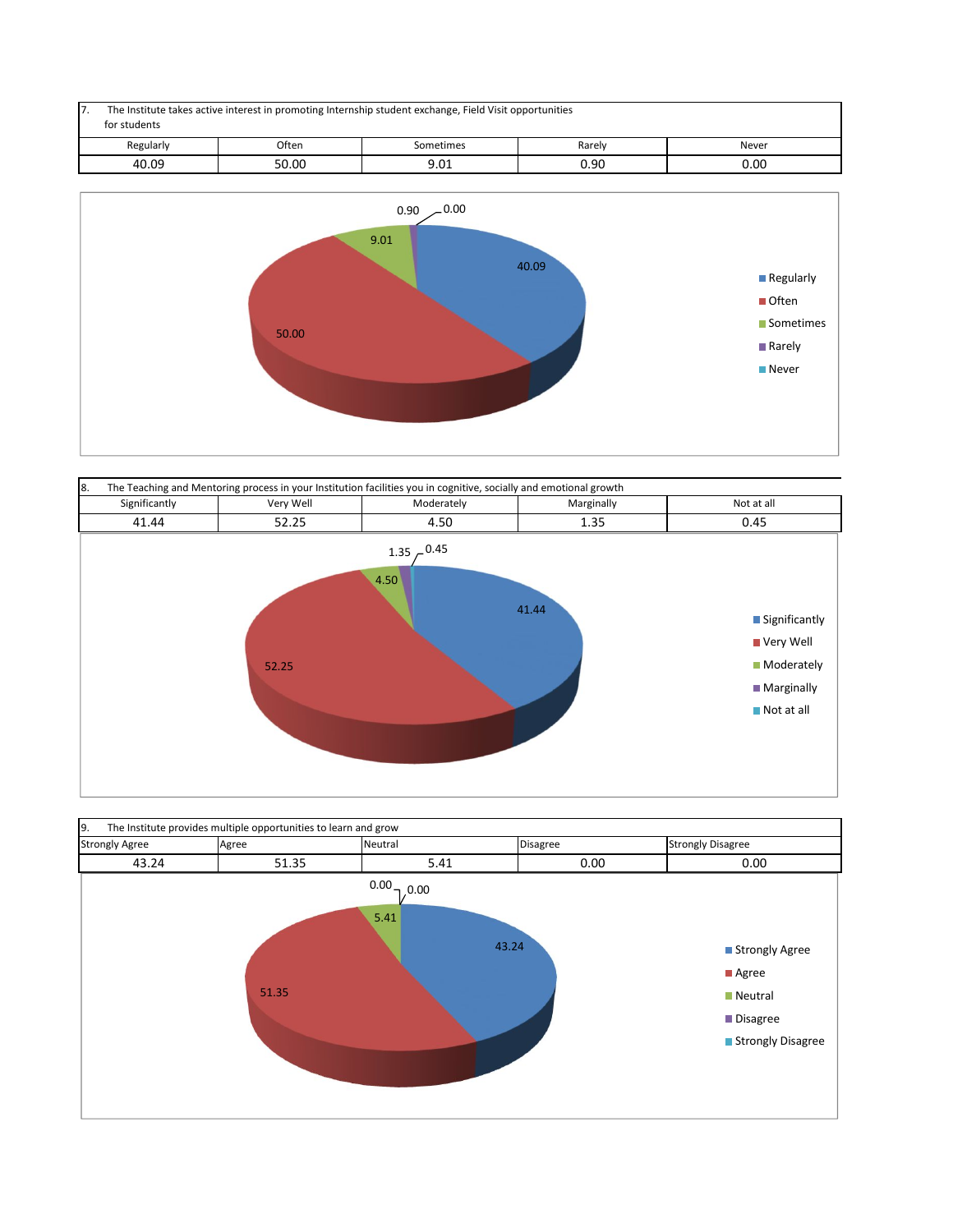| 7. The Institute takes active interest in promoting Internship student exchange, Field Visit opportunities for students | | | | |
|---|---|---|---|---|
| Regularly | Often | Sometimes | Rarely | Never |
| 40.09 | 50.00 | 9.01 | 0.90 | 0.00 |

| 8. The Teaching and Mentoring process in your Institution facilities you in cognitive, socially and emotional growth | | | | |
|---|---|---|---|---|
| Significantly | Very Well | Moderately | Marginally | Not at all |
| 41.44 | 52.25 | 4.50 | 1.35 | 0.45 |

| 9. The Institute provides multiple opportunities to learn and grow | | | | |
|---|---|---|---|---|
| Strongly Agree | Agree | Neutral | Disagree | Strongly Disagree |
| 43.24 | 51.35 | 5.41 | 0.00 | 0.00 |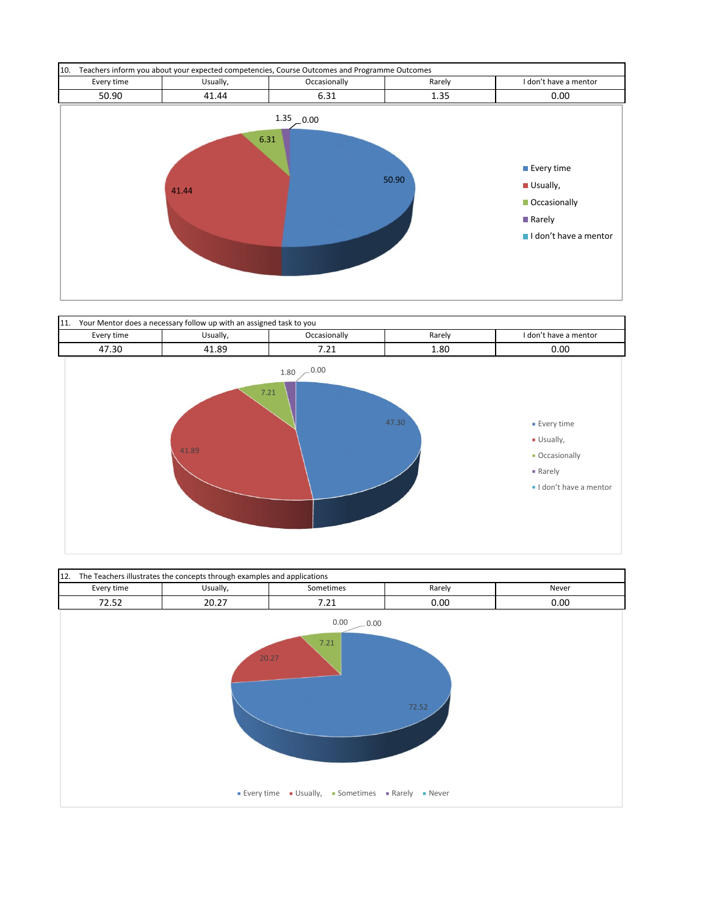| 10. Teachers inform you about your expected competencies, Course Outcomes and Programme Outcomes | | | | |
|---|---|---|---|---|
| Every time | Usually, | Occasionally | Rarely | I don't have a mentor |
| 50.90 | 41.44 | 6.31 | 1.35 | 0.00 |

| 11. Your Mentor does a necessary follow up with an assigned task to you | | | | |
|---|---|---|---|---|
| Every time | Usually, | Occasionally | Rarely | I don't have a mentor |
| 47.30 | 41.89 | 7.21 | 1.80 | 0.00 |

| 12. The Teachers illustrates the concepts through examples and applications | | | | |
|---|---|---|---|---|
| Every time | Usually, | Sometimes | Rarely | Never |
| 72.52 | 20.27 | 7.21 | 0.00 | 0.00 |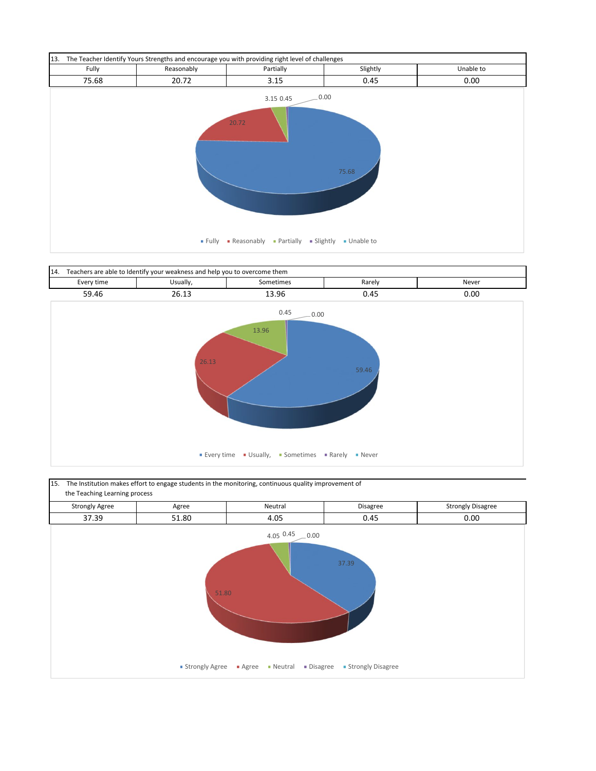| 13. The Teacher Identify Yours Strengths and encourage you with providing right level of challenges | | | | |
|---|---|---|---|---|
| Fully | Reasonably | Partially | Slightly | Unable to |
| 75.68 | 20.72 | 3.15 | 0.45 | 0.00 |

| 14. Teachers are able to Identify your weakness and help you to overcome them | | | | |
|---|---|---|---|---|
| Every time | Usually, | Sometimes | Rarely | Never |
| 59.46 | 26.13 | 13.96 | 0.45 | 0.00 |

| 15. The Institution makes effort to engage students in the monitoring, continuous quality improvement of the Teaching Learning process | | | | |
|---|---|---|---|---|
| Strongly Agree | Agree | Neutral | Disagree | Strongly Disagree |
| 37.39 | 51.80 | 4.05 | 0.45 | 0.00 |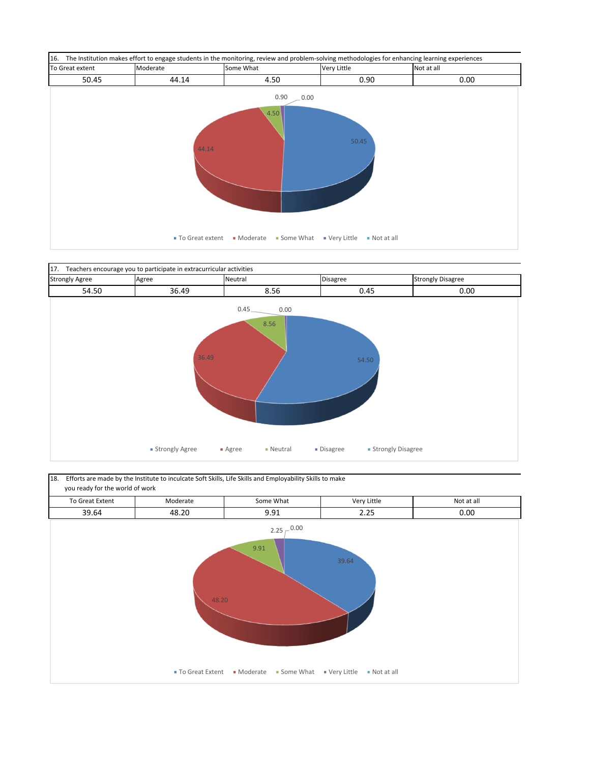| 16. The Institution makes effort to engage students in the monitoring, review and problem-solving methodologies for enhancing learning experiences | | | | |
|---|---|---|---|---|
| To Great extent | Moderate | Some What | Very Little | Not at all |
| 50.45 | 44.14 | 4.50 | 0.90 | 0.00 |

| 17. Teachers encourage you to participate in extracurricular activities | | | | |
|---|---|---|---|---|
| Strongly Agree | Agree | Neutral | Disagree | Strongly Disagree |
| 54.50 | 36.49 | 8.56 | 0.45 | 0.00 |

| 18. Efforts are made by the Institute to inculcate Soft Skills, Life Skills and Employability Skills to make you ready for the world of work | | | | |
|---|---|---|---|---|
| To Great Extent | Moderate | Some What | Very Little | Not at all |
| 39.64 | 48.20 | 9.91 | 2.25 | 0.00 |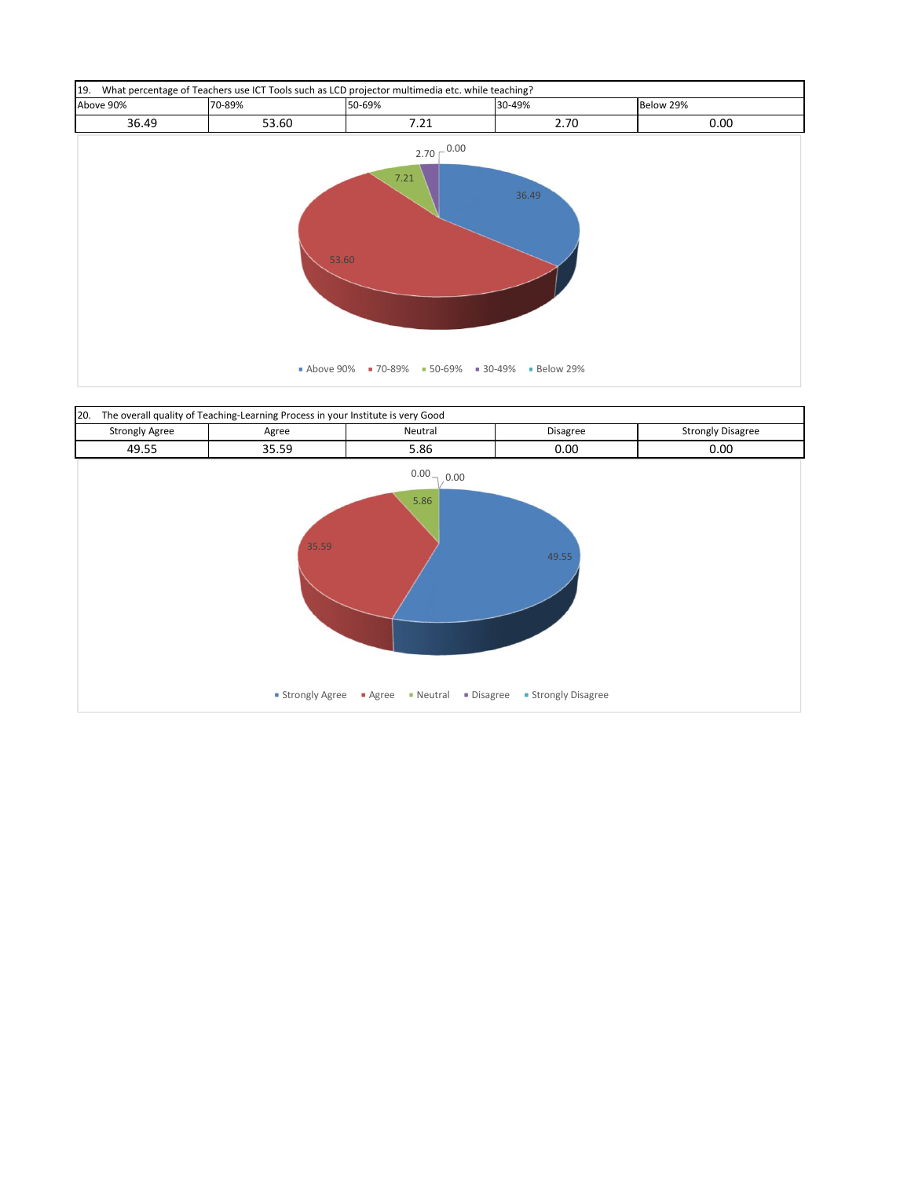| 19. What percentage of Teachers use ICT Tools such as LCD projector multimedia etc. while teaching? | | | | |
|---|---|---|---|---|
| Above 90% | 70-89% | 50-69% | 30-49% | Below 29% |
| 36.49 | 53.60 | 7.21 | 2.70 | 0.00 |

2.70
0.00
7.21
36.49
53.60

Above 90% 70-89% 50-69% 30-49% Below 29%

| 20. The overall quality of Teaching-Learning Process in your Institute is very Good | | | | |
|---|---|---|---|---|
| Strongly Agree | Agree | Neutral | Disagree | Strongly Disagree |
| 49.55 | 35.59 | 5.86 | 0.00 | 0.00 |

0.00
0.00
5.86
35.59
49.55

Strongly Agree Agree Neutral Disagree Strongly Disagree